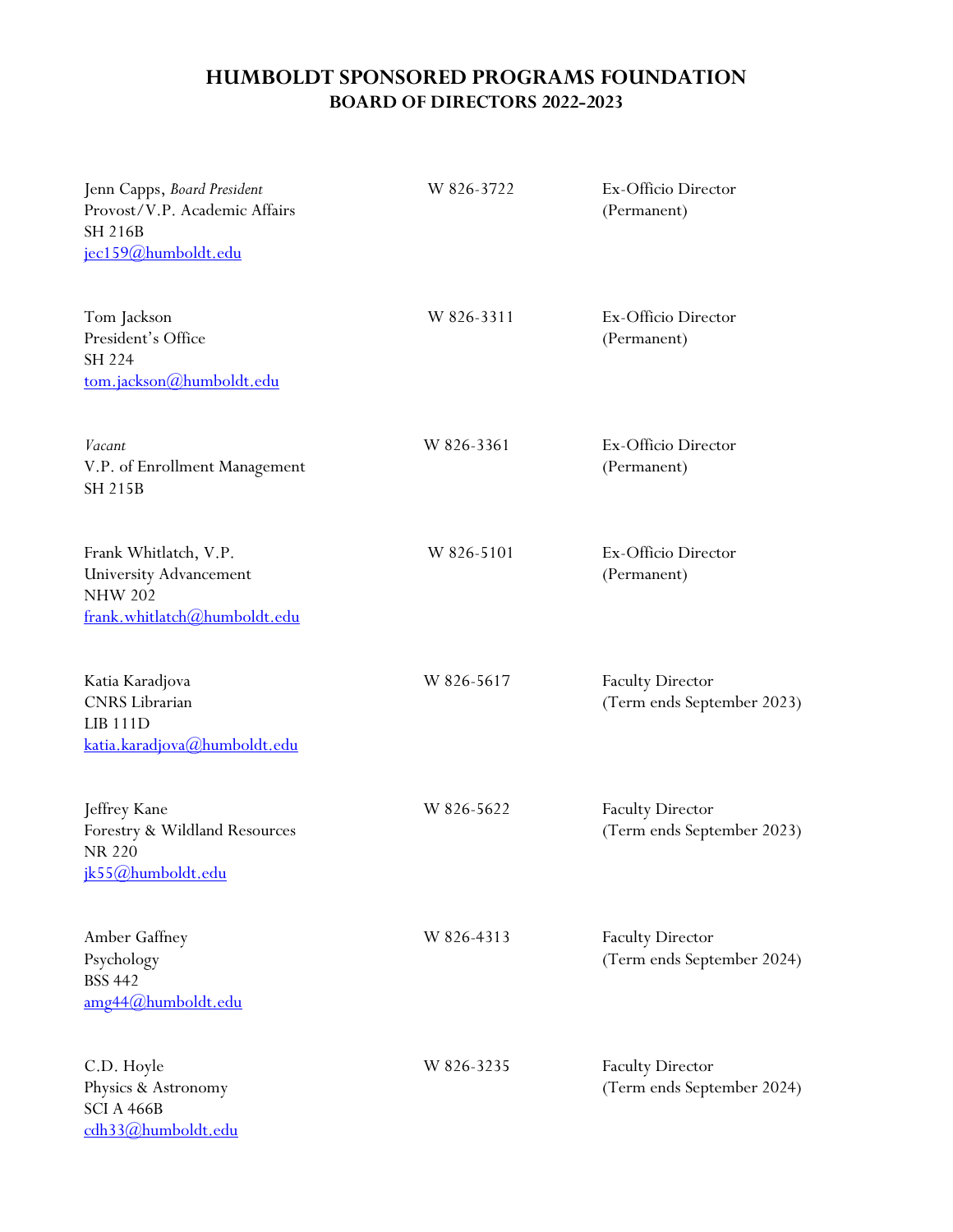# HUMBOLDT SPONSORED PROGRAMS FOUNDATION
## BOARD OF DIRECTORS 2022-2023

| Name / Position | Phone | Role |
|---|---|---|
| Jenn Capps, *Board President*<br>Provost/V.P. Academic Affairs<br>SH 216B<br>jec159@humboldt.edu | W 826-3722 | Ex-Officio Director<br>(Permanent) |
| Tom Jackson<br>President's Office<br>SH 224<br>tom.jackson@humboldt.edu | W 826-3311 | Ex-Officio Director<br>(Permanent) |
| *Vacant*<br>V.P. of Enrollment Management<br>SH 215B | W 826-3361 | Ex-Officio Director<br>(Permanent) |
| Frank Whitlatch, V.P.<br>University Advancement<br>NHW 202<br>frank.whitlatch@humboldt.edu | W 826-5101 | Ex-Officio Director<br>(Permanent) |
| Katia Karadjova<br>CNRS Librarian<br>LIB 111D<br>katia.karadjova@humboldt.edu | W 826-5617 | Faculty Director<br>(Term ends September 2023) |
| Jeffrey Kane<br>Forestry & Wildland Resources<br>NR 220<br>jk55@humboldt.edu | W 826-5622 | Faculty Director<br>(Term ends September 2023) |
| Amber Gaffney<br>Psychology<br>BSS 442<br>amg44@humboldt.edu | W 826-4313 | Faculty Director<br>(Term ends September 2024) |
| C.D. Hoyle<br>Physics & Astronomy<br>SCI A 466B<br>cdh33@humboldt.edu | W 826-3235 | Faculty Director<br>(Term ends September 2024) |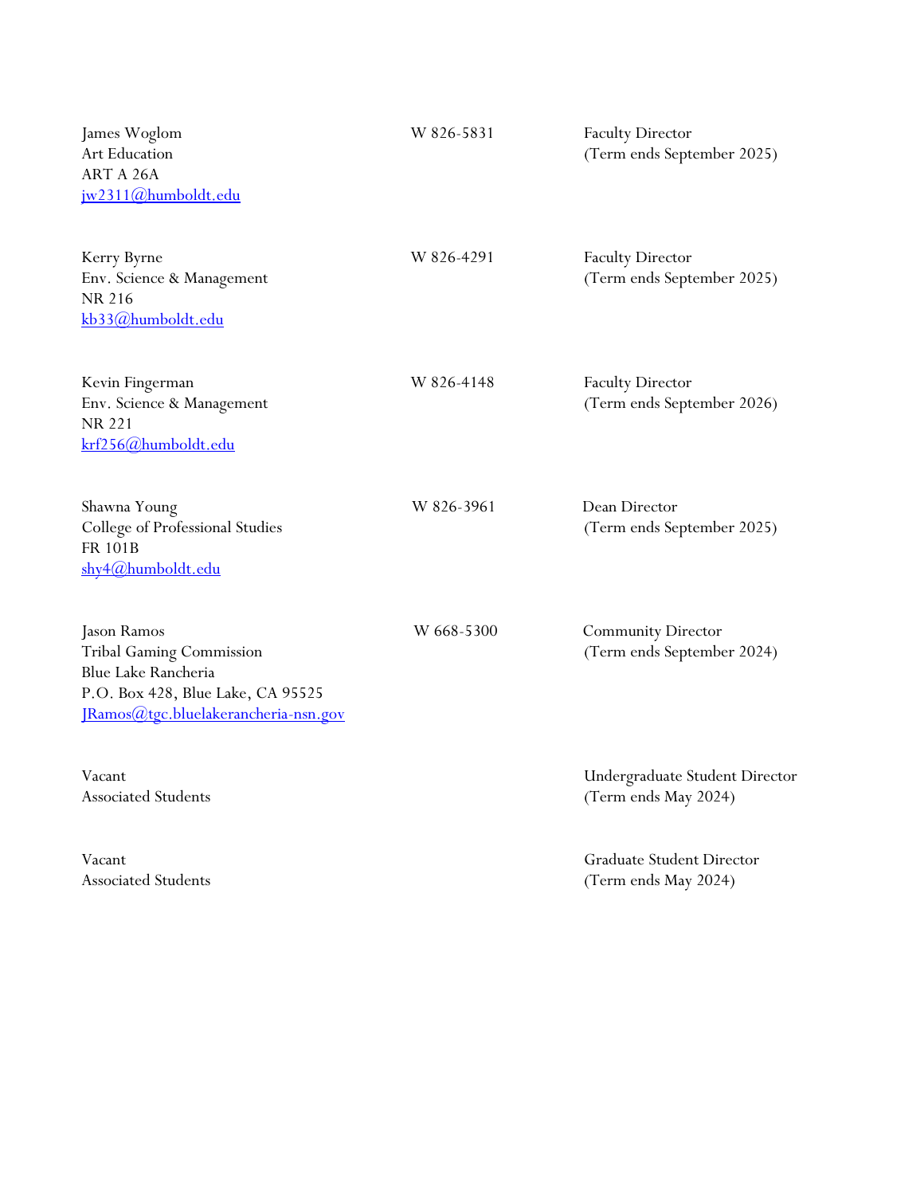| | | |
|---|---|---|
| James Woglom<br>Art Education<br>ART A 26A<br>jw2311@humboldt.edu | W 826-5831 | Faculty Director<br>(Term ends September 2025) |
| Kerry Byrne<br>Env. Science & Management<br>NR 216<br>kb33@humboldt.edu | W 826-4291 | Faculty Director<br>(Term ends September 2025) |
| Kevin Fingerman<br>Env. Science & Management<br>NR 221<br>krf256@humboldt.edu | W 826-4148 | Faculty Director<br>(Term ends September 2026) |
| Shawna Young<br>College of Professional Studies<br>FR 101B<br>shy4@humboldt.edu | W 826-3961 | Dean Director<br>(Term ends September 2025) |
| Jason Ramos<br>Tribal Gaming Commission<br>Blue Lake Rancheria<br>P.O. Box 428, Blue Lake, CA 95525<br>JRamos@tgc.bluelakerancheria-nsn.gov | W 668-5300 | Community Director<br>(Term ends September 2024) |
| Vacant<br>Associated Students | | Undergraduate Student Director<br>(Term ends May 2024) |
| Vacant<br>Associated Students | | Graduate Student Director<br>(Term ends May 2024) |